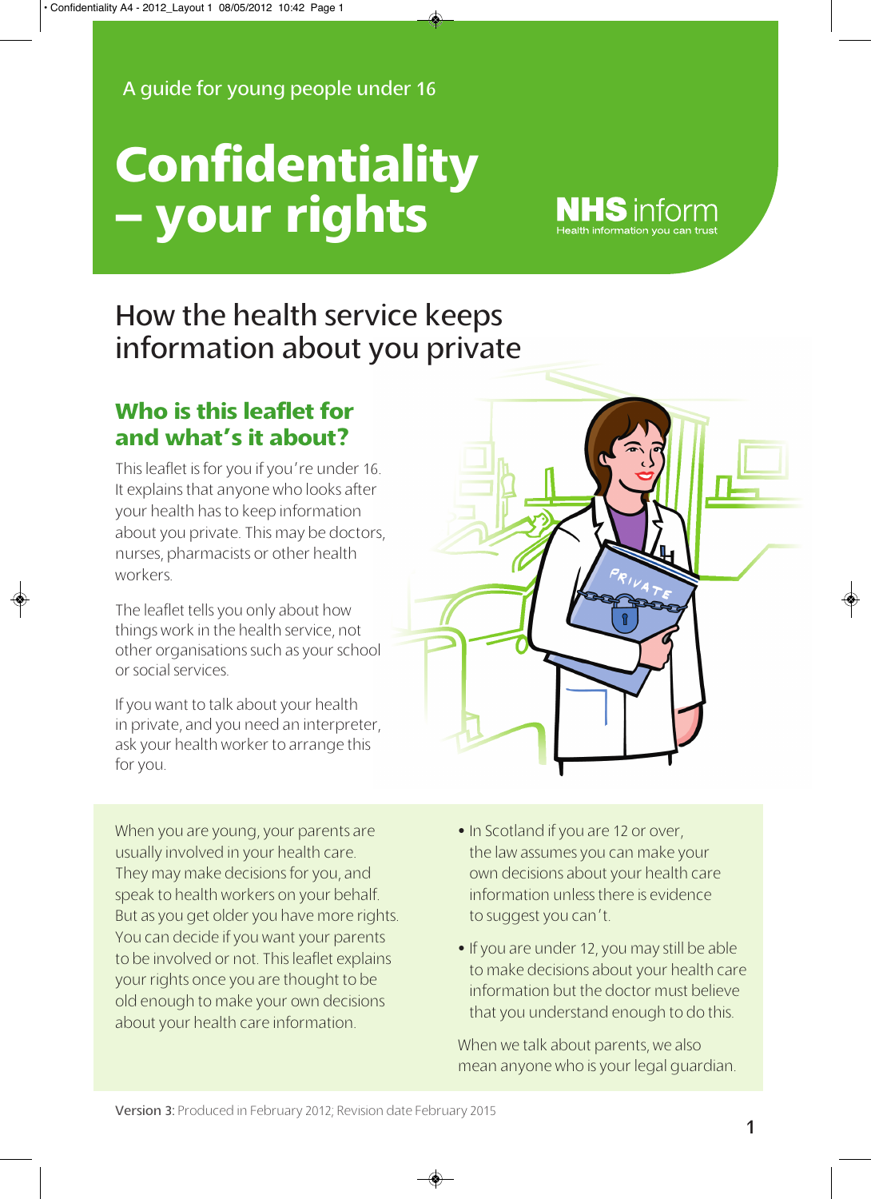A guide for young people under 16

# Confidentiality – your rights

**NHS inform**
Health information you can trust

## How the health service keeps information about you private

### Who is this leaflet for and what's it about?

This leaflet is for you if you're under 16. It explains that anyone who looks after your health has to keep information about you private. This may be doctors, nurses, pharmacists or other health workers.

The leaflet tells you only about how things work in the health service, not other organisations such as your school or social services.

If you want to talk about your health in private, and you need an interpreter, ask your health worker to arrange this for you.

When you are young, your parents are usually involved in your health care. They may make decisions for you, and speak to health workers on your behalf. But as you get older you have more rights. You can decide if you want your parents to be involved or not. This leaflet explains your rights once you are thought to be old enough to make your own decisions about your health care information.

- In Scotland if you are 12 or over, the law assumes you can make your own decisions about your health care information unless there is evidence to suggest you can't.
- If you are under 12, you may still be able to make decisions about your health care information but the doctor must believe that you understand enough to do this.

When we talk about parents, we also mean anyone who is your legal guardian.

**Version 3:** Produced in February 2012; Revision date February 2015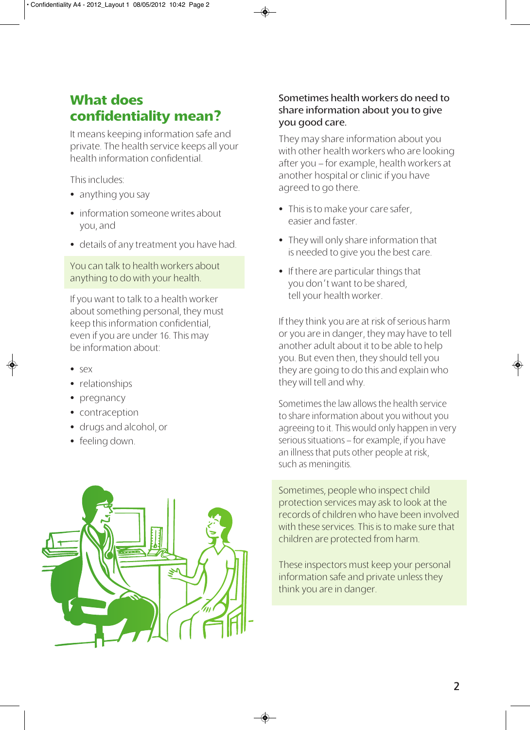## What does confidentiality mean?

It means keeping information safe and private. The health service keeps all your health information confidential.

This includes:

- anything you say
- information someone writes about you, and
- details of any treatment you have had.

You can talk to health workers about anything to do with your health.

If you want to talk to a health worker about something personal, they must keep this information confidential, even if you are under 16. This may be information about:

- sex
- relationships
- pregnancy
- contraception
- drugs and alcohol, or
- feeling down.

Sometimes health workers do need to share information about you to give you good care.

They may share information about you with other health workers who are looking after you – for example, health workers at another hospital or clinic if you have agreed to go there.

- This is to make your care safer, easier and faster.
- They will only share information that is needed to give you the best care.
- If there are particular things that you don't want to be shared, tell your health worker.

If they think you are at risk of serious harm or you are in danger, they may have to tell another adult about it to be able to help you. But even then, they should tell you they are going to do this and explain who they will tell and why.

Sometimes the law allows the health service to share information about you without you agreeing to it. This would only happen in very serious situations – for example, if you have an illness that puts other people at risk, such as meningitis.

Sometimes, people who inspect child protection services may ask to look at the records of children who have been involved with these services. This is to make sure that children are protected from harm.

These inspectors must keep your personal information safe and private unless they think you are in danger.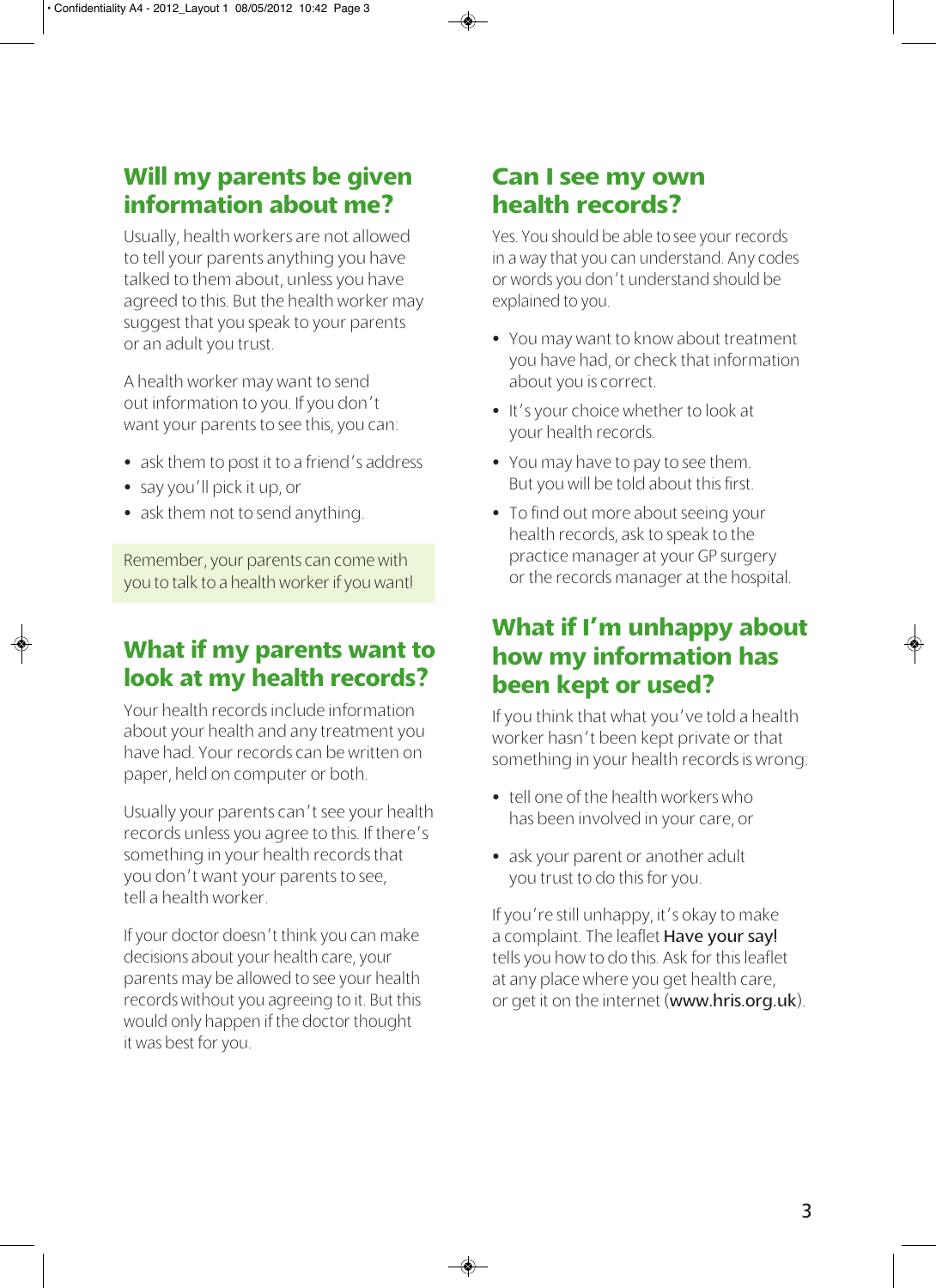## Will my parents be given information about me?

Usually, health workers are not allowed to tell your parents anything you have talked to them about, unless you have agreed to this. But the health worker may suggest that you speak to your parents or an adult you trust.

A health worker may want to send out information to you. If you don't want your parents to see this, you can:

- ask them to post it to a friend's address
- say you'll pick it up, or
- ask them not to send anything.

Remember, your parents can come with you to talk to a health worker if you want!

## What if my parents want to look at my health records?

Your health records include information about your health and any treatment you have had. Your records can be written on paper, held on computer or both.

Usually your parents can't see your health records unless you agree to this. If there's something in your health records that you don't want your parents to see, tell a health worker.

If your doctor doesn't think you can make decisions about your health care, your parents may be allowed to see your health records without you agreeing to it. But this would only happen if the doctor thought it was best for you.

## Can I see my own health records?

Yes. You should be able to see your records in a way that you can understand. Any codes or words you don't understand should be explained to you.

- You may want to know about treatment you have had, or check that information about you is correct.
- It's your choice whether to look at your health records.
- You may have to pay to see them. But you will be told about this first.
- To find out more about seeing your health records, ask to speak to the practice manager at your GP surgery or the records manager at the hospital.

## What if I'm unhappy about how my information has been kept or used?

If you think that what you've told a health worker hasn't been kept private or that something in your health records is wrong:

- tell one of the health workers who has been involved in your care, or
- ask your parent or another adult you trust to do this for you.

If you're still unhappy, it's okay to make a complaint. The leaflet **Have your say!** tells you how to do this. Ask for this leaflet at any place where you get health care, or get it on the internet (**www.hris.org.uk**).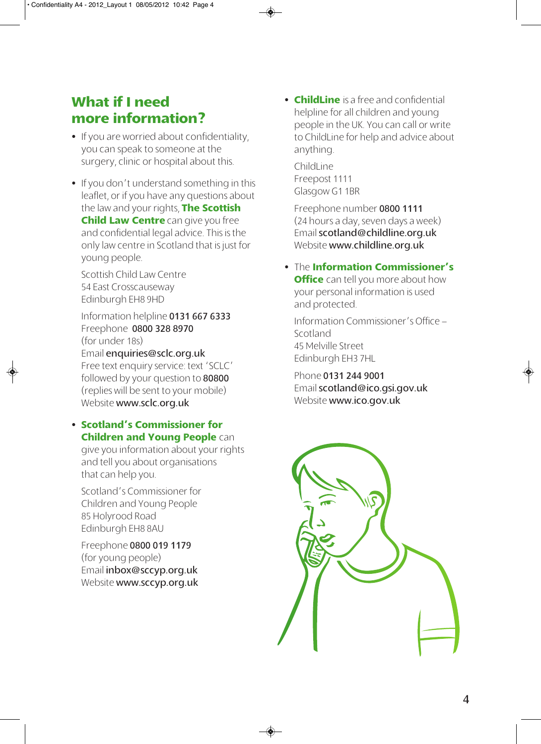## What if I need more information?

- If you are worried about confidentiality, you can speak to someone at the surgery, clinic or hospital about this.

- If you don't understand something in this leaflet, or if you have any questions about the law and your rights, **The Scottish Child Law Centre** can give you free and confidential legal advice. This is the only law centre in Scotland that is just for young people.

  Scottish Child Law Centre
  54 East Crosscauseway
  Edinburgh EH8 9HD

  Information helpline **0131 667 6333**
  Freephone **0800 328 8970**
  (for under 18s)
  Email **enquiries@sclc.org.uk**
  Free text enquiry service: text 'SCLC' followed by your question to **80800**
  (replies will be sent to your mobile)
  Website **www.sclc.org.uk**

- **Scotland's Commissioner for Children and Young People** can give you information about your rights and tell you about organisations that can help you.

  Scotland's Commissioner for Children and Young People
  85 Holyrood Road
  Edinburgh EH8 8AU

  Freephone **0800 019 1179**
  (for young people)
  Email **inbox@sccyp.org.uk**
  Website **www.sccyp.org.uk**

- **ChildLine** is a free and confidential helpline for all children and young people in the UK. You can call or write to ChildLine for help and advice about anything.

  ChildLine
  Freepost 1111
  Glasgow G1 1BR

  Freephone number **0800 1111**
  (24 hours a day, seven days a week)
  Email **scotland@childline.org.uk**
  Website **www.childline.org.uk**

- The **Information Commissioner's Office** can tell you more about how your personal information is used and protected.

  Information Commissioner's Office – Scotland
  45 Melville Street
  Edinburgh EH3 7HL

  Phone **0131 244 9001**
  Email **scotland@ico.gsi.gov.uk**
  Website **www.ico.gov.uk**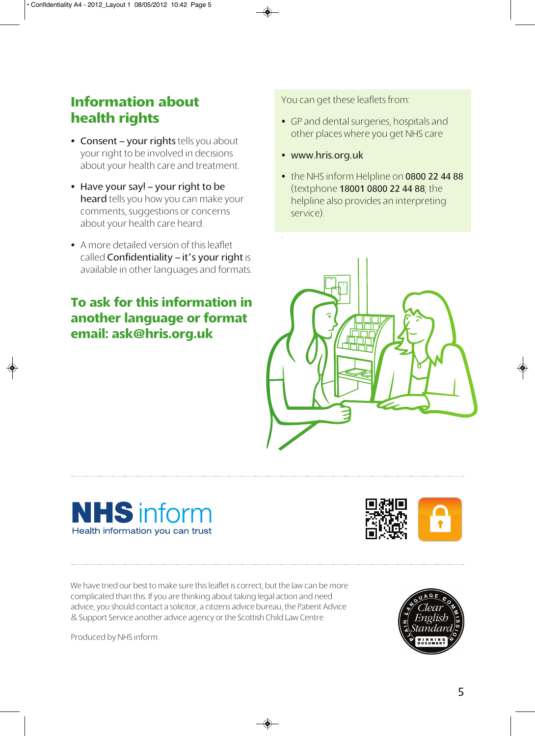## Information about health rights

- **Consent – your rights** tells you about your right to be involved in decisions about your health care and treatment.
- **Have your say! – your right to be heard** tells you how you can make your comments, suggestions or concerns about your health care heard.
- A more detailed version of this leaflet called **Confidentiality – it's your right** is available in other languages and formats.

You can get these leaflets from:

- GP and dental surgeries, hospitals and other places where you get NHS care
- **www.hris.org.uk**
- the NHS inform Helpline on **0800 22 44 88** (textphone **18001 0800 22 44 88**; the helpline also provides an interpreting service).

## To ask for this information in another language or format email: ask@hris.org.uk

NHS inform
Health information you can trust

We have tried our best to make sure this leaflet is correct, but the law can be more complicated than this. If you are thinking about taking legal action and need advice, you should contact a solicitor, a citizens advice bureau, the Patient Advice & Support Service another advice agency or the Scottish Child Law Centre.

Produced by NHS inform.

Plain Language Commission Clear English Standard Winning Document